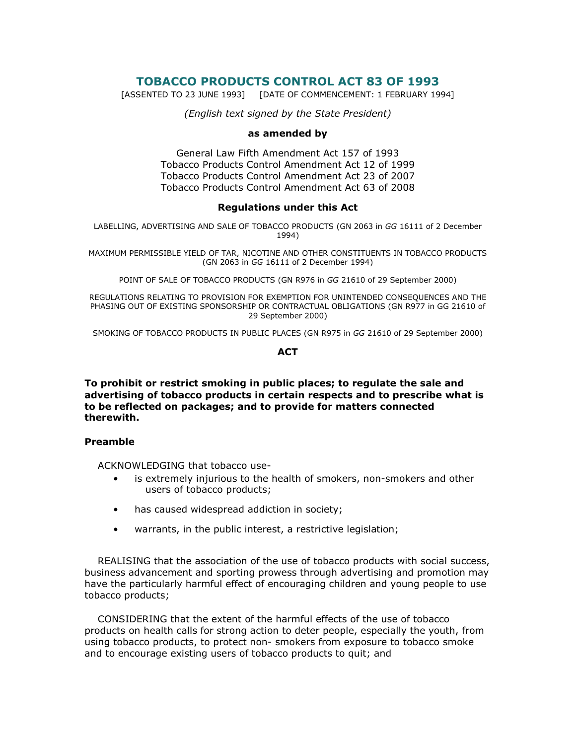# TOBACCO PRODUCTS CONTROL ACT 83 OF 1993

[ASSENTED TO 23 JUNE 1993] [DATE OF COMMENCEMENT: 1 FEBRUARY 1994]

*(English text signed by the State President)*

**as amended by**

General Law Fifth Amendment Act 157 of 1993
Tobacco Products Control Amendment Act 12 of 1999
Tobacco Products Control Amendment Act 23 of 2007
Tobacco Products Control Amendment Act 63 of 2008

**Regulations under this Act**

LABELLING, ADVERTISING AND SALE OF TOBACCO PRODUCTS (GN 2063 in *GG* 16111 of 2 December 1994)

MAXIMUM PERMISSIBLE YIELD OF TAR, NICOTINE AND OTHER CONSTITUENTS IN TOBACCO PRODUCTS (GN 2063 in *GG* 16111 of 2 December 1994)

POINT OF SALE OF TOBACCO PRODUCTS (GN R976 in *GG* 21610 of 29 September 2000)

REGULATIONS RELATING TO PROVISION FOR EXEMPTION FOR UNINTENDED CONSEQUENCES AND THE PHASING OUT OF EXISTING SPONSORSHIP OR CONTRACTUAL OBLIGATIONS (GN R977 in GG 21610 of 29 September 2000)

SMOKING OF TOBACCO PRODUCTS IN PUBLIC PLACES (GN R975 in *GG* 21610 of 29 September 2000)

**ACT**

**To prohibit or restrict smoking in public places; to regulate the sale and advertising of tobacco products in certain respects and to prescribe what is to be reflected on packages; and to provide for matters connected therewith.**

### Preamble

ACKNOWLEDGING that tobacco use-

- is extremely injurious to the health of smokers, non-smokers and other users of tobacco products;
- has caused widespread addiction in society;
- warrants, in the public interest, a restrictive legislation;

REALISING that the association of the use of tobacco products with social success, business advancement and sporting prowess through advertising and promotion may have the particularly harmful effect of encouraging children and young people to use tobacco products;

CONSIDERING that the extent of the harmful effects of the use of tobacco products on health calls for strong action to deter people, especially the youth, from using tobacco products, to protect non- smokers from exposure to tobacco smoke and to encourage existing users of tobacco products to quit; and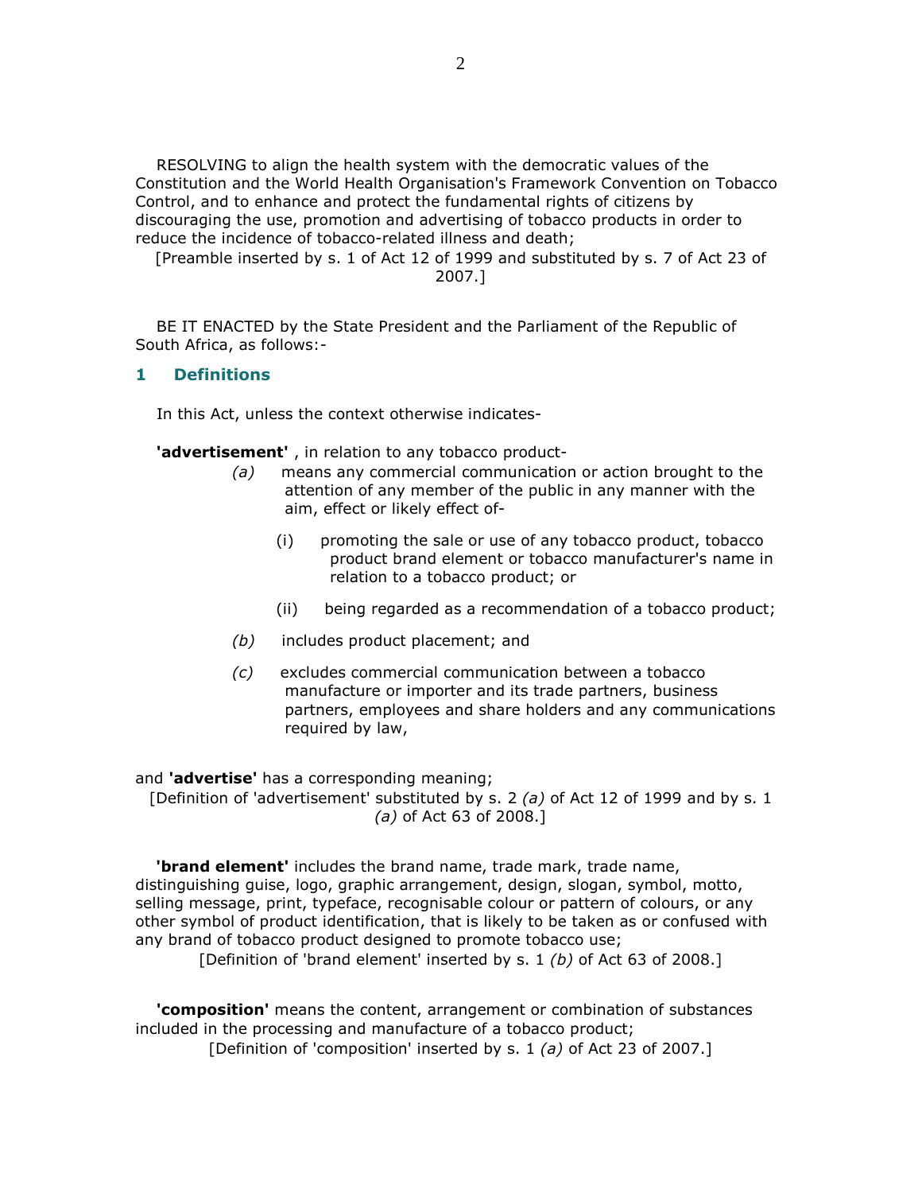RESOLVING to align the health system with the democratic values of the Constitution and the World Health Organisation's Framework Convention on Tobacco Control, and to enhance and protect the fundamental rights of citizens by discouraging the use, promotion and advertising of tobacco products in order to reduce the incidence of tobacco-related illness and death;

[Preamble inserted by s. 1 of Act 12 of 1999 and substituted by s. 7 of Act 23 of 2007.]

BE IT ENACTED by the State President and the Parliament of the Republic of South Africa, as follows:-

## 1 Definitions

In this Act, unless the context otherwise indicates-

**'advertisement'** , in relation to any tobacco product-

*(a)* means any commercial communication or action brought to the attention of any member of the public in any manner with the aim, effect or likely effect of-

(i) promoting the sale or use of any tobacco product, tobacco product brand element or tobacco manufacturer's name in relation to a tobacco product; or

(ii) being regarded as a recommendation of a tobacco product;

*(b)* includes product placement; and

*(c)* excludes commercial communication between a tobacco manufacture or importer and its trade partners, business partners, employees and share holders and any communications required by law,

and **'advertise'** has a corresponding meaning;

[Definition of 'advertisement' substituted by s. 2 *(a)* of Act 12 of 1999 and by s. 1 *(a)* of Act 63 of 2008.]

**'brand element'** includes the brand name, trade mark, trade name, distinguishing guise, logo, graphic arrangement, design, slogan, symbol, motto, selling message, print, typeface, recognisable colour or pattern of colours, or any other symbol of product identification, that is likely to be taken as or confused with any brand of tobacco product designed to promote tobacco use;

[Definition of 'brand element' inserted by s. 1 *(b)* of Act 63 of 2008.]

**'composition'** means the content, arrangement or combination of substances included in the processing and manufacture of a tobacco product;

[Definition of 'composition' inserted by s. 1 *(a)* of Act 23 of 2007.]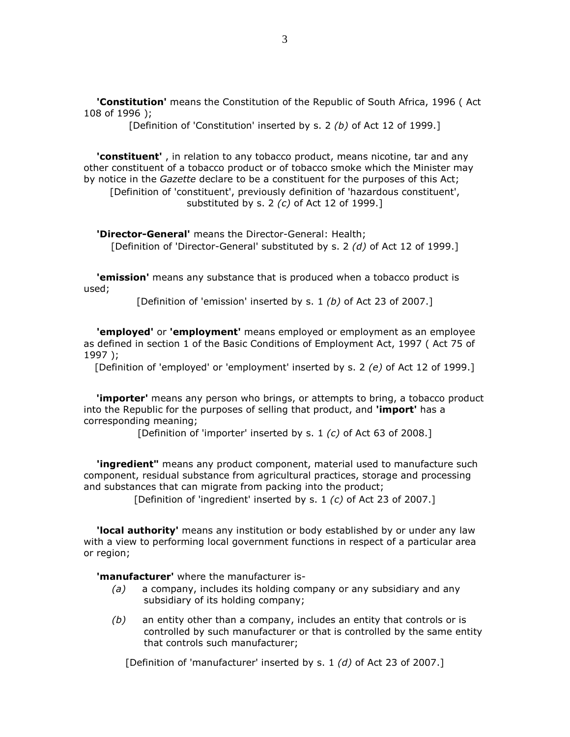**'Constitution'** means the Constitution of the Republic of South Africa, 1996 ( Act 108 of 1996 );

[Definition of 'Constitution' inserted by s. 2 *(b)* of Act 12 of 1999.]

**'constituent'** , in relation to any tobacco product, means nicotine, tar and any other constituent of a tobacco product or of tobacco smoke which the Minister may by notice in the *Gazette* declare to be a constituent for the purposes of this Act;

[Definition of 'constituent', previously definition of 'hazardous constituent', substituted by s. 2 *(c)* of Act 12 of 1999.]

**'Director-General'** means the Director-General: Health;

[Definition of 'Director-General' substituted by s. 2 *(d)* of Act 12 of 1999.]

**'emission'** means any substance that is produced when a tobacco product is used;

[Definition of 'emission' inserted by s. 1 *(b)* of Act 23 of 2007.]

**'employed'** or **'employment'** means employed or employment as an employee as defined in section 1 of the Basic Conditions of Employment Act, 1997 ( Act 75 of 1997 );

[Definition of 'employed' or 'employment' inserted by s. 2 *(e)* of Act 12 of 1999.]

**'importer'** means any person who brings, or attempts to bring, a tobacco product into the Republic for the purposes of selling that product, and **'import'** has a corresponding meaning;

[Definition of 'importer' inserted by s. 1 *(c)* of Act 63 of 2008.]

**'ingredient"** means any product component, material used to manufacture such component, residual substance from agricultural practices, storage and processing and substances that can migrate from packing into the product;

[Definition of 'ingredient' inserted by s. 1 *(c)* of Act 23 of 2007.]

**'local authority'** means any institution or body established by or under any law with a view to performing local government functions in respect of a particular area or region;

**'manufacturer'** where the manufacturer is-

*(a)* a company, includes its holding company or any subsidiary and any subsidiary of its holding company;

*(b)* an entity other than a company, includes an entity that controls or is controlled by such manufacturer or that is controlled by the same entity that controls such manufacturer;

[Definition of 'manufacturer' inserted by s. 1 *(d)* of Act 23 of 2007.]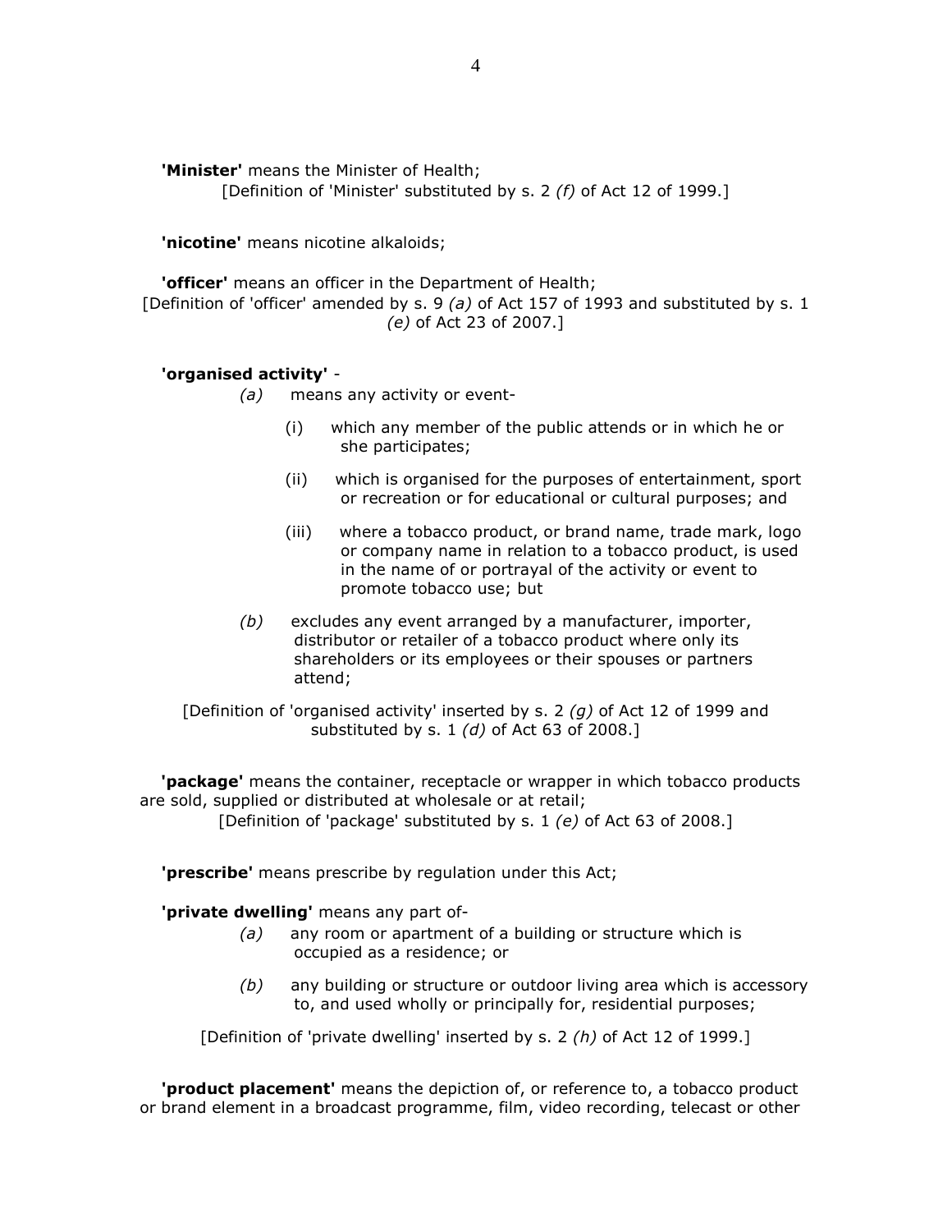**'Minister'** means the Minister of Health;

[Definition of 'Minister' substituted by s. 2 *(f)* of Act 12 of 1999.]

**'nicotine'** means nicotine alkaloids;

**'officer'** means an officer in the Department of Health;

[Definition of 'officer' amended by s. 9 *(a)* of Act 157 of 1993 and substituted by s. 1 *(e)* of Act 23 of 2007.]

**'organised activity'** -

*(a)* means any activity or event-

(i) which any member of the public attends or in which he or she participates;

(ii) which is organised for the purposes of entertainment, sport or recreation or for educational or cultural purposes; and

(iii) where a tobacco product, or brand name, trade mark, logo or company name in relation to a tobacco product, is used in the name of or portrayal of the activity or event to promote tobacco use; but

*(b)* excludes any event arranged by a manufacturer, importer, distributor or retailer of a tobacco product where only its shareholders or its employees or their spouses or partners attend;

[Definition of 'organised activity' inserted by s. 2 *(g)* of Act 12 of 1999 and substituted by s. 1 *(d)* of Act 63 of 2008.]

**'package'** means the container, receptacle or wrapper in which tobacco products are sold, supplied or distributed at wholesale or at retail;

[Definition of 'package' substituted by s. 1 *(e)* of Act 63 of 2008.]

**'prescribe'** means prescribe by regulation under this Act;

**'private dwelling'** means any part of-

*(a)* any room or apartment of a building or structure which is occupied as a residence; or

*(b)* any building or structure or outdoor living area which is accessory to, and used wholly or principally for, residential purposes;

[Definition of 'private dwelling' inserted by s. 2 *(h)* of Act 12 of 1999.]

**'product placement'** means the depiction of, or reference to, a tobacco product or brand element in a broadcast programme, film, video recording, telecast or other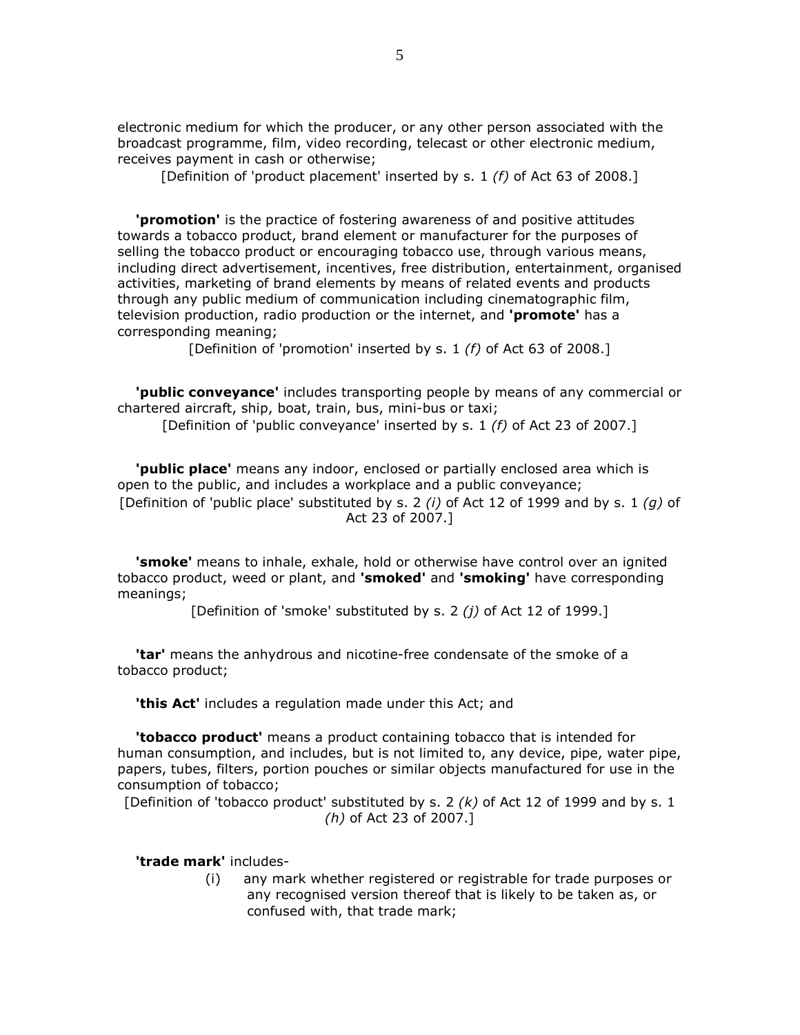electronic medium for which the producer, or any other person associated with the broadcast programme, film, video recording, telecast or other electronic medium, receives payment in cash or otherwise;

[Definition of 'product placement' inserted by s. 1 *(f)* of Act 63 of 2008.]

**'promotion'** is the practice of fostering awareness of and positive attitudes towards a tobacco product, brand element or manufacturer for the purposes of selling the tobacco product or encouraging tobacco use, through various means, including direct advertisement, incentives, free distribution, entertainment, organised activities, marketing of brand elements by means of related events and products through any public medium of communication including cinematographic film, television production, radio production or the internet, and **'promote'** has a corresponding meaning;

[Definition of 'promotion' inserted by s. 1 *(f)* of Act 63 of 2008.]

**'public conveyance'** includes transporting people by means of any commercial or chartered aircraft, ship, boat, train, bus, mini-bus or taxi;

[Definition of 'public conveyance' inserted by s. 1 *(f)* of Act 23 of 2007.]

**'public place'** means any indoor, enclosed or partially enclosed area which is open to the public, and includes a workplace and a public conveyance;

[Definition of 'public place' substituted by s. 2 *(i)* of Act 12 of 1999 and by s. 1 *(g)* of Act 23 of 2007.]

**'smoke'** means to inhale, exhale, hold or otherwise have control over an ignited tobacco product, weed or plant, and **'smoked'** and **'smoking'** have corresponding meanings;

[Definition of 'smoke' substituted by s. 2 *(j)* of Act 12 of 1999.]

**'tar'** means the anhydrous and nicotine-free condensate of the smoke of a tobacco product;

**'this Act'** includes a regulation made under this Act; and

**'tobacco product'** means a product containing tobacco that is intended for human consumption, and includes, but is not limited to, any device, pipe, water pipe, papers, tubes, filters, portion pouches or similar objects manufactured for use in the consumption of tobacco;

[Definition of 'tobacco product' substituted by s. 2 *(k)* of Act 12 of 1999 and by s. 1 *(h)* of Act 23 of 2007.]

**'trade mark'** includes-

(i) any mark whether registered or registrable for trade purposes or any recognised version thereof that is likely to be taken as, or confused with, that trade mark;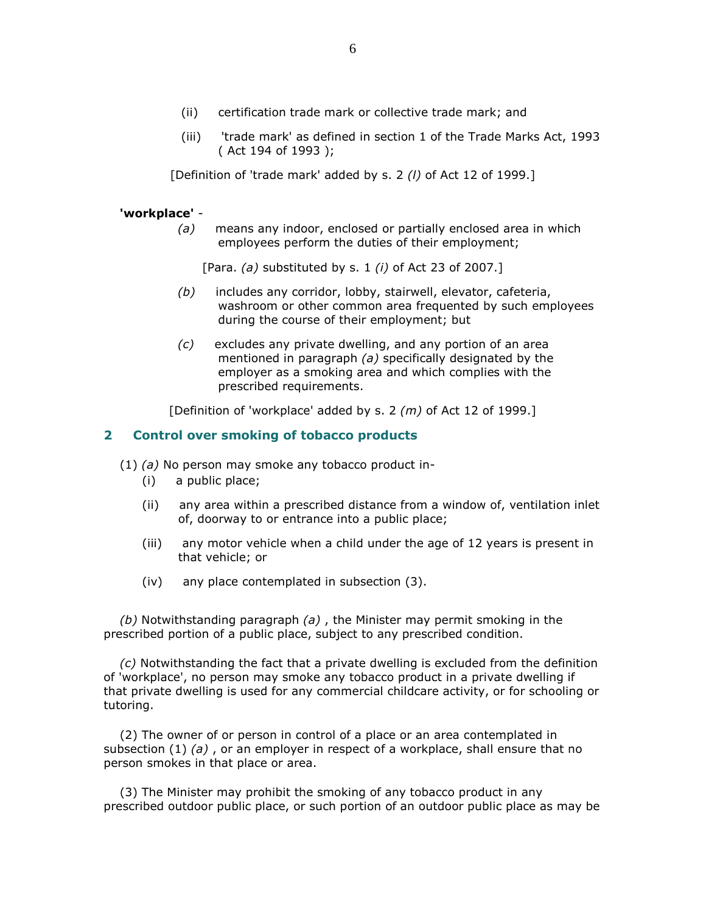(ii) certification trade mark or collective trade mark; and

(iii) 'trade mark' as defined in section 1 of the Trade Marks Act, 1993 ( Act 194 of 1993 );

[Definition of 'trade mark' added by s. 2 *(l)* of Act 12 of 1999.]

**'workplace'** -

*(a)* means any indoor, enclosed or partially enclosed area in which employees perform the duties of their employment;

[Para. *(a)* substituted by s. 1 *(i)* of Act 23 of 2007.]

*(b)* includes any corridor, lobby, stairwell, elevator, cafeteria, washroom or other common area frequented by such employees during the course of their employment; but

*(c)* excludes any private dwelling, and any portion of an area mentioned in paragraph *(a)* specifically designated by the employer as a smoking area and which complies with the prescribed requirements.

[Definition of 'workplace' added by s. 2 *(m)* of Act 12 of 1999.]

## 2 Control over smoking of tobacco products

(1) *(a)* No person may smoke any tobacco product in-

(i) a public place;

(ii) any area within a prescribed distance from a window of, ventilation inlet of, doorway to or entrance into a public place;

(iii) any motor vehicle when a child under the age of 12 years is present in that vehicle; or

(iv) any place contemplated in subsection (3).

*(b)* Notwithstanding paragraph *(a)* , the Minister may permit smoking in the prescribed portion of a public place, subject to any prescribed condition.

*(c)* Notwithstanding the fact that a private dwelling is excluded from the definition of 'workplace', no person may smoke any tobacco product in a private dwelling if that private dwelling is used for any commercial childcare activity, or for schooling or tutoring.

(2) The owner of or person in control of a place or an area contemplated in subsection (1) *(a)* , or an employer in respect of a workplace, shall ensure that no person smokes in that place or area.

(3) The Minister may prohibit the smoking of any tobacco product in any prescribed outdoor public place, or such portion of an outdoor public place as may be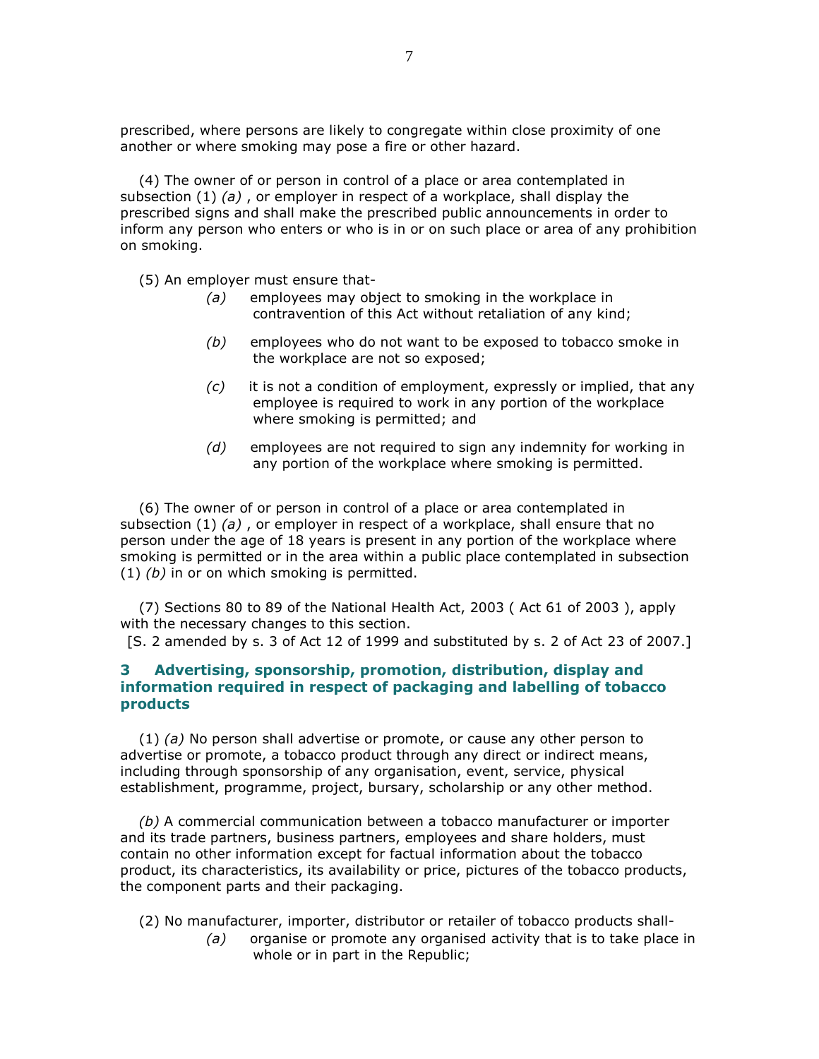prescribed, where persons are likely to congregate within close proximity of one another or where smoking may pose a fire or other hazard.

(4) The owner of or person in control of a place or area contemplated in subsection (1) *(a)* , or employer in respect of a workplace, shall display the prescribed signs and shall make the prescribed public announcements in order to inform any person who enters or who is in or on such place or area of any prohibition on smoking.

(5) An employer must ensure that-

*(a)* employees may object to smoking in the workplace in contravention of this Act without retaliation of any kind;

*(b)* employees who do not want to be exposed to tobacco smoke in the workplace are not so exposed;

*(c)* it is not a condition of employment, expressly or implied, that any employee is required to work in any portion of the workplace where smoking is permitted; and

*(d)* employees are not required to sign any indemnity for working in any portion of the workplace where smoking is permitted.

(6) The owner of or person in control of a place or area contemplated in subsection (1) *(a)* , or employer in respect of a workplace, shall ensure that no person under the age of 18 years is present in any portion of the workplace where smoking is permitted or in the area within a public place contemplated in subsection (1) *(b)* in or on which smoking is permitted.

(7) Sections 80 to 89 of the National Health Act, 2003 ( Act 61 of 2003 ), apply with the necessary changes to this section.

[S. 2 amended by s. 3 of Act 12 of 1999 and substituted by s. 2 of Act 23 of 2007.]

## 3 Advertising, sponsorship, promotion, distribution, display and information required in respect of packaging and labelling of tobacco products

(1) *(a)* No person shall advertise or promote, or cause any other person to advertise or promote, a tobacco product through any direct or indirect means, including through sponsorship of any organisation, event, service, physical establishment, programme, project, bursary, scholarship or any other method.

*(b)* A commercial communication between a tobacco manufacturer or importer and its trade partners, business partners, employees and share holders, must contain no other information except for factual information about the tobacco product, its characteristics, its availability or price, pictures of the tobacco products, the component parts and their packaging.

(2) No manufacturer, importer, distributor or retailer of tobacco products shall-

*(a)* organise or promote any organised activity that is to take place in whole or in part in the Republic;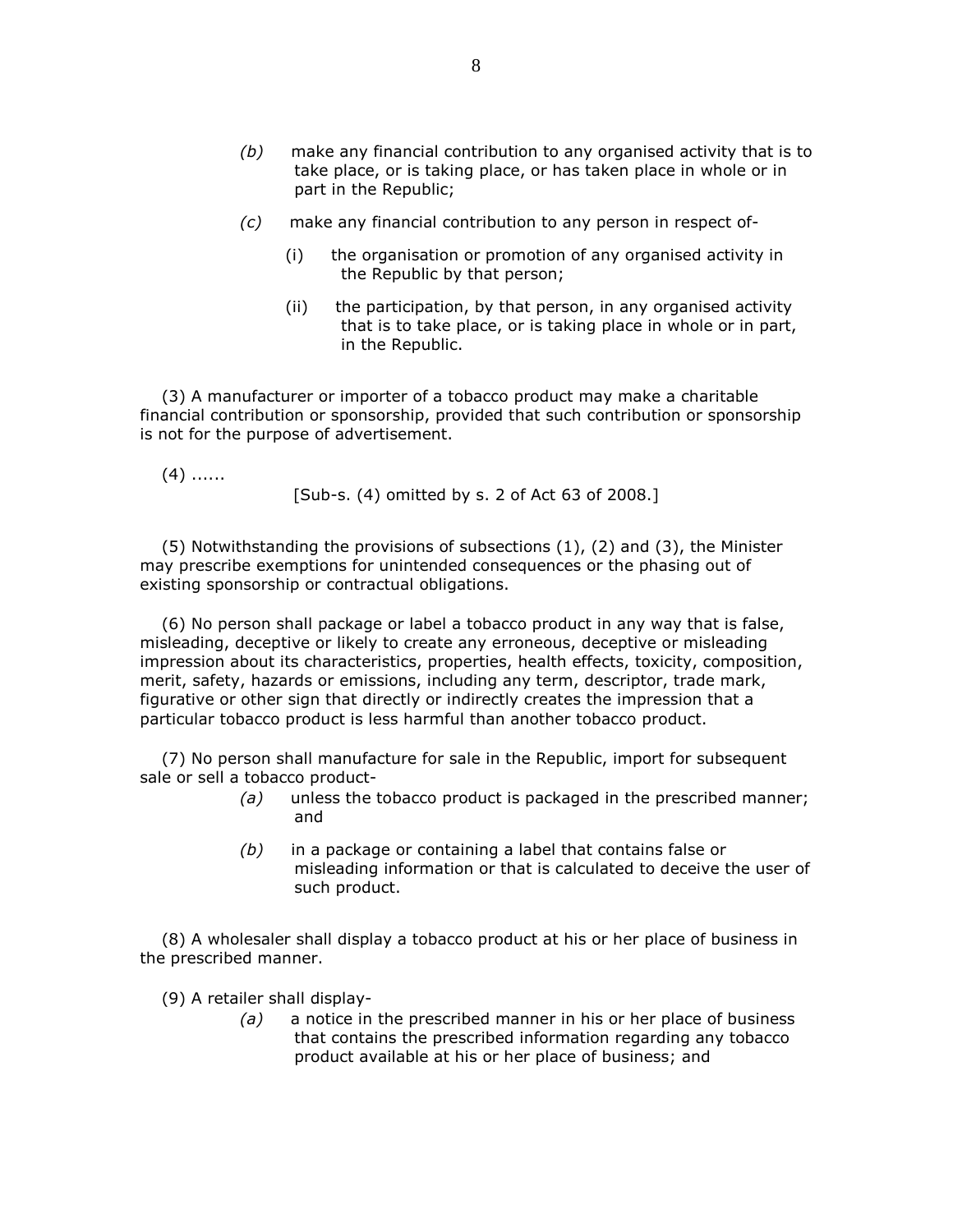*(b)* make any financial contribution to any organised activity that is to take place, or is taking place, or has taken place in whole or in part in the Republic;

*(c)* make any financial contribution to any person in respect of-

(i) the organisation or promotion of any organised activity in the Republic by that person;

(ii) the participation, by that person, in any organised activity that is to take place, or is taking place in whole or in part, in the Republic.

(3) A manufacturer or importer of a tobacco product may make a charitable financial contribution or sponsorship, provided that such contribution or sponsorship is not for the purpose of advertisement.

(4) ......

[Sub-s. (4) omitted by s. 2 of Act 63 of 2008.]

(5) Notwithstanding the provisions of subsections (1), (2) and (3), the Minister may prescribe exemptions for unintended consequences or the phasing out of existing sponsorship or contractual obligations.

(6) No person shall package or label a tobacco product in any way that is false, misleading, deceptive or likely to create any erroneous, deceptive or misleading impression about its characteristics, properties, health effects, toxicity, composition, merit, safety, hazards or emissions, including any term, descriptor, trade mark, figurative or other sign that directly or indirectly creates the impression that a particular tobacco product is less harmful than another tobacco product.

(7) No person shall manufacture for sale in the Republic, import for subsequent sale or sell a tobacco product-

*(a)* unless the tobacco product is packaged in the prescribed manner; and

*(b)* in a package or containing a label that contains false or misleading information or that is calculated to deceive the user of such product.

(8) A wholesaler shall display a tobacco product at his or her place of business in the prescribed manner.

(9) A retailer shall display-

*(a)* a notice in the prescribed manner in his or her place of business that contains the prescribed information regarding any tobacco product available at his or her place of business; and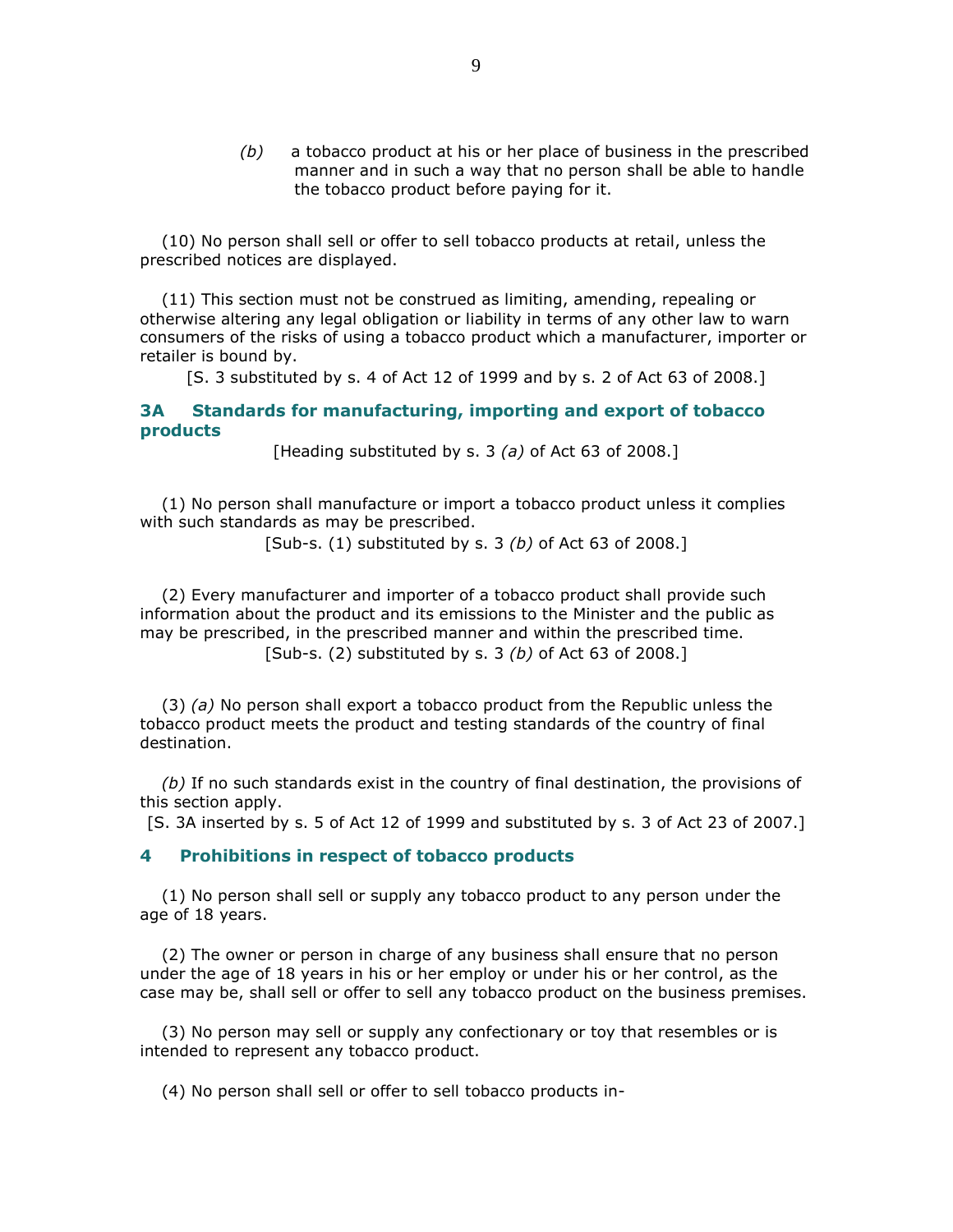*(b)* a tobacco product at his or her place of business in the prescribed manner and in such a way that no person shall be able to handle the tobacco product before paying for it.

(10) No person shall sell or offer to sell tobacco products at retail, unless the prescribed notices are displayed.

(11) This section must not be construed as limiting, amending, repealing or otherwise altering any legal obligation or liability in terms of any other law to warn consumers of the risks of using a tobacco product which a manufacturer, importer or retailer is bound by.

[S. 3 substituted by s. 4 of Act 12 of 1999 and by s. 2 of Act 63 of 2008.]

## 3A Standards for manufacturing, importing and export of tobacco products

[Heading substituted by s. 3 *(a)* of Act 63 of 2008.]

(1) No person shall manufacture or import a tobacco product unless it complies with such standards as may be prescribed.

[Sub-s. (1) substituted by s. 3 *(b)* of Act 63 of 2008.]

(2) Every manufacturer and importer of a tobacco product shall provide such information about the product and its emissions to the Minister and the public as may be prescribed, in the prescribed manner and within the prescribed time.

[Sub-s. (2) substituted by s. 3 *(b)* of Act 63 of 2008.]

(3) *(a)* No person shall export a tobacco product from the Republic unless the tobacco product meets the product and testing standards of the country of final destination.

*(b)* If no such standards exist in the country of final destination, the provisions of this section apply.

[S. 3A inserted by s. 5 of Act 12 of 1999 and substituted by s. 3 of Act 23 of 2007.]

## 4 Prohibitions in respect of tobacco products

(1) No person shall sell or supply any tobacco product to any person under the age of 18 years.

(2) The owner or person in charge of any business shall ensure that no person under the age of 18 years in his or her employ or under his or her control, as the case may be, shall sell or offer to sell any tobacco product on the business premises.

(3) No person may sell or supply any confectionary or toy that resembles or is intended to represent any tobacco product.

(4) No person shall sell or offer to sell tobacco products in-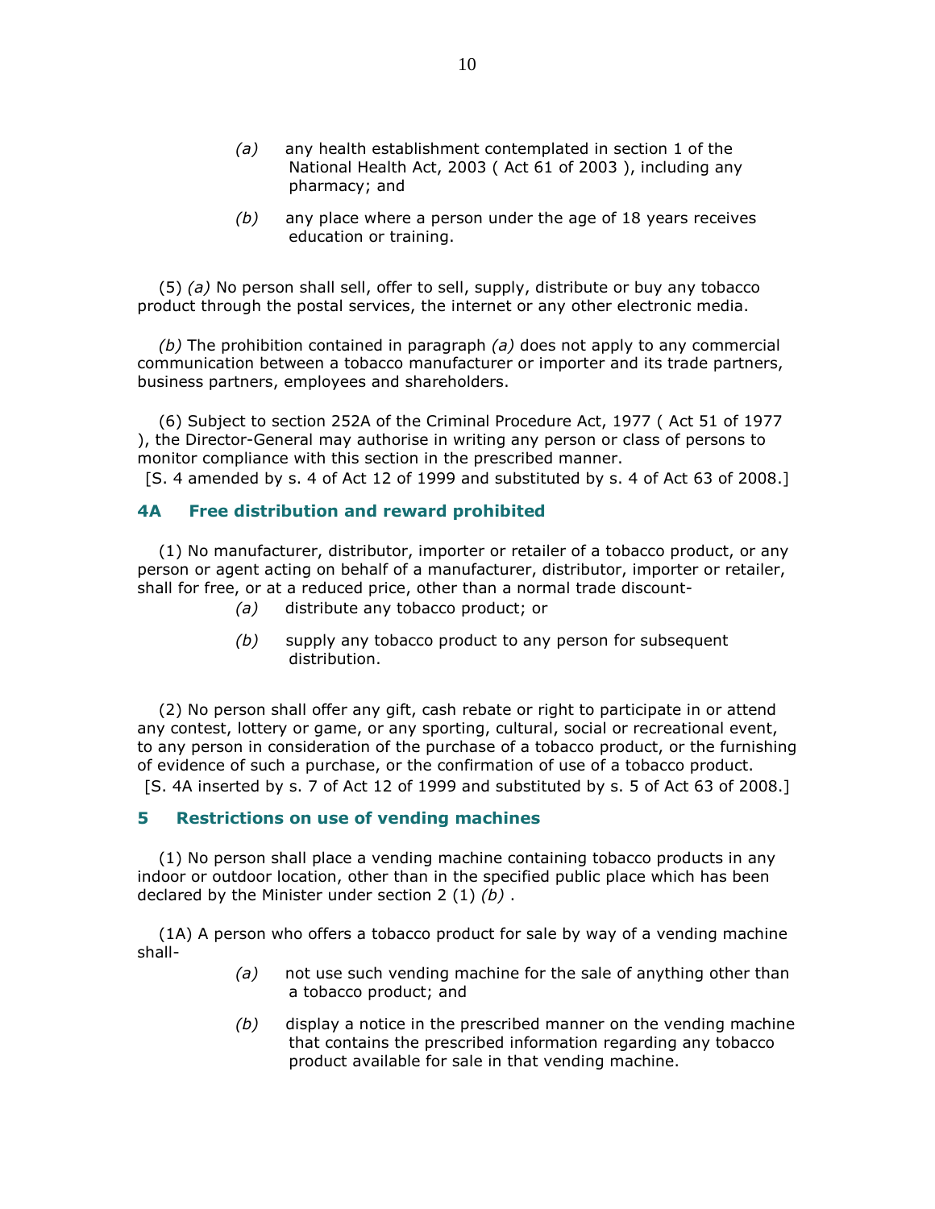(a) any health establishment contemplated in section 1 of the National Health Act, 2003 ( Act 61 of 2003 ), including any pharmacy; and

(b) any place where a person under the age of 18 years receives education or training.

(5) *(a)* No person shall sell, offer to sell, supply, distribute or buy any tobacco product through the postal services, the internet or any other electronic media.

*(b)* The prohibition contained in paragraph *(a)* does not apply to any commercial communication between a tobacco manufacturer or importer and its trade partners, business partners, employees and shareholders.

(6) Subject to section 252A of the Criminal Procedure Act, 1977 ( Act 51 of 1977 ), the Director-General may authorise in writing any person or class of persons to monitor compliance with this section in the prescribed manner.
[S. 4 amended by s. 4 of Act 12 of 1999 and substituted by s. 4 of Act 63 of 2008.]

## 4A Free distribution and reward prohibited

(1) No manufacturer, distributor, importer or retailer of a tobacco product, or any person or agent acting on behalf of a manufacturer, distributor, importer or retailer, shall for free, or at a reduced price, other than a normal trade discount-

*(a)* distribute any tobacco product; or

*(b)* supply any tobacco product to any person for subsequent distribution.

(2) No person shall offer any gift, cash rebate or right to participate in or attend any contest, lottery or game, or any sporting, cultural, social or recreational event, to any person in consideration of the purchase of a tobacco product, or the furnishing of evidence of such a purchase, or the confirmation of use of a tobacco product.
[S. 4A inserted by s. 7 of Act 12 of 1999 and substituted by s. 5 of Act 63 of 2008.]

## 5 Restrictions on use of vending machines

(1) No person shall place a vending machine containing tobacco products in any indoor or outdoor location, other than in the specified public place which has been declared by the Minister under section 2 (1) *(b)* .

(1A) A person who offers a tobacco product for sale by way of a vending machine shall-

*(a)* not use such vending machine for the sale of anything other than a tobacco product; and

*(b)* display a notice in the prescribed manner on the vending machine that contains the prescribed information regarding any tobacco product available for sale in that vending machine.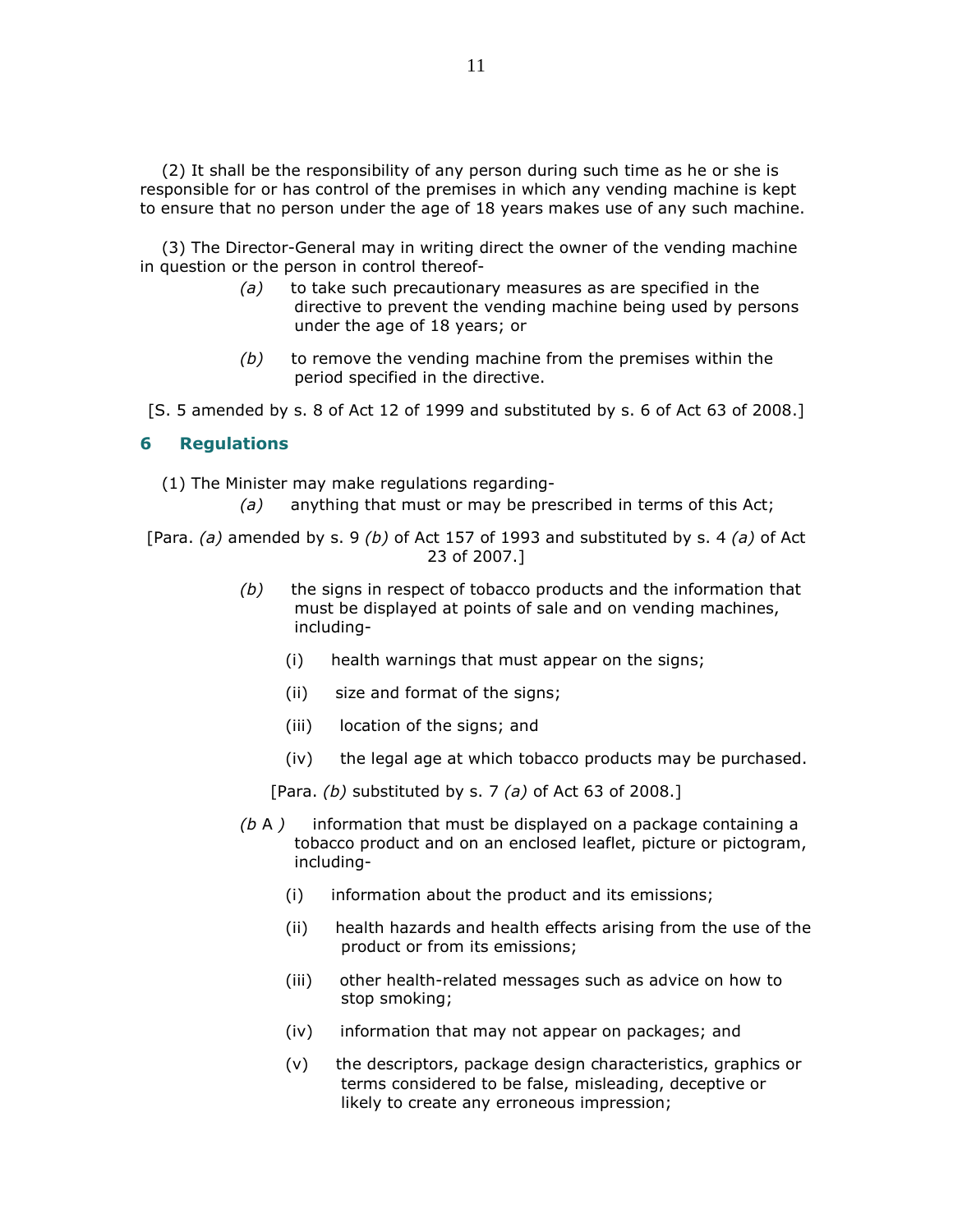(2) It shall be the responsibility of any person during such time as he or she is responsible for or has control of the premises in which any vending machine is kept to ensure that no person under the age of 18 years makes use of any such machine.

(3) The Director-General may in writing direct the owner of the vending machine in question or the person in control thereof-

*(a)* to take such precautionary measures as are specified in the directive to prevent the vending machine being used by persons under the age of 18 years; or

*(b)* to remove the vending machine from the premises within the period specified in the directive.

[S. 5 amended by s. 8 of Act 12 of 1999 and substituted by s. 6 of Act 63 of 2008.]

## 6 Regulations

(1) The Minister may make regulations regarding-

*(a)* anything that must or may be prescribed in terms of this Act;

[Para. *(a)* amended by s. 9 *(b)* of Act 157 of 1993 and substituted by s. 4 *(a)* of Act 23 of 2007.]

*(b)* the signs in respect of tobacco products and the information that must be displayed at points of sale and on vending machines, including-

(i) health warnings that must appear on the signs;

(ii) size and format of the signs;

(iii) location of the signs; and

(iv) the legal age at which tobacco products may be purchased.

[Para. *(b)* substituted by s. 7 *(a)* of Act 63 of 2008.]

*(b* A *)* information that must be displayed on a package containing a tobacco product and on an enclosed leaflet, picture or pictogram, including-

(i) information about the product and its emissions;

(ii) health hazards and health effects arising from the use of the product or from its emissions;

(iii) other health-related messages such as advice on how to stop smoking;

(iv) information that may not appear on packages; and

(v) the descriptors, package design characteristics, graphics or terms considered to be false, misleading, deceptive or likely to create any erroneous impression;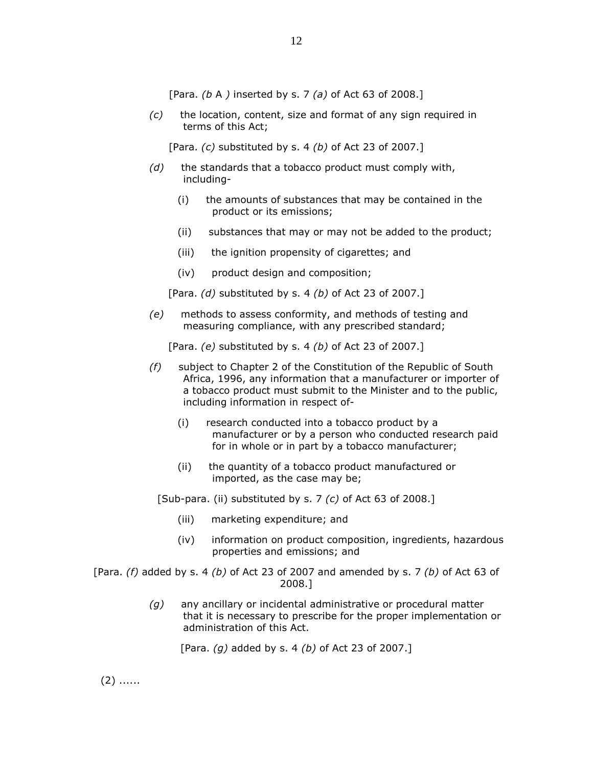[Para. *(b* A *)* inserted by s. 7 *(a)* of Act 63 of 2008.]

*(c)* the location, content, size and format of any sign required in terms of this Act;

[Para. *(c)* substituted by s. 4 *(b)* of Act 23 of 2007.]

*(d)* the standards that a tobacco product must comply with, including-

(i) the amounts of substances that may be contained in the product or its emissions;

(ii) substances that may or may not be added to the product;

(iii) the ignition propensity of cigarettes; and

(iv) product design and composition;

[Para. *(d)* substituted by s. 4 *(b)* of Act 23 of 2007.]

*(e)* methods to assess conformity, and methods of testing and measuring compliance, with any prescribed standard;

[Para. *(e)* substituted by s. 4 *(b)* of Act 23 of 2007.]

*(f)* subject to Chapter 2 of the Constitution of the Republic of South Africa, 1996, any information that a manufacturer or importer of a tobacco product must submit to the Minister and to the public, including information in respect of-

(i) research conducted into a tobacco product by a manufacturer or by a person who conducted research paid for in whole or in part by a tobacco manufacturer;

(ii) the quantity of a tobacco product manufactured or imported, as the case may be;

[Sub-para. (ii) substituted by s. 7 *(c)* of Act 63 of 2008.]

(iii) marketing expenditure; and

(iv) information on product composition, ingredients, hazardous properties and emissions; and

[Para. *(f)* added by s. 4 *(b)* of Act 23 of 2007 and amended by s. 7 *(b)* of Act 63 of 2008.]

*(g)* any ancillary or incidental administrative or procedural matter that it is necessary to prescribe for the proper implementation or administration of this Act.

[Para. *(g)* added by s. 4 *(b)* of Act 23 of 2007.]

(2) ......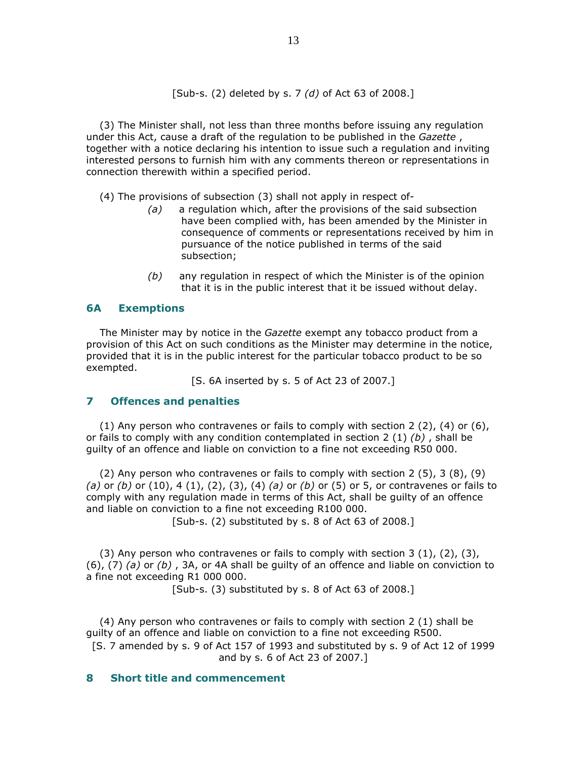[Sub-s. (2) deleted by s. 7 *(d)* of Act 63 of 2008.]

(3) The Minister shall, not less than three months before issuing any regulation under this Act, cause a draft of the regulation to be published in the *Gazette* , together with a notice declaring his intention to issue such a regulation and inviting interested persons to furnish him with any comments thereon or representations in connection therewith within a specified period.

(4) The provisions of subsection (3) shall not apply in respect of-

*(a)* a regulation which, after the provisions of the said subsection have been complied with, has been amended by the Minister in consequence of comments or representations received by him in pursuance of the notice published in terms of the said subsection;

*(b)* any regulation in respect of which the Minister is of the opinion that it is in the public interest that it be issued without delay.

## 6A Exemptions

The Minister may by notice in the *Gazette* exempt any tobacco product from a provision of this Act on such conditions as the Minister may determine in the notice, provided that it is in the public interest for the particular tobacco product to be so exempted.

[S. 6A inserted by s. 5 of Act 23 of 2007.]

## 7 Offences and penalties

(1) Any person who contravenes or fails to comply with section 2 (2), (4) or (6), or fails to comply with any condition contemplated in section 2 (1) *(b)* , shall be guilty of an offence and liable on conviction to a fine not exceeding R50 000.

(2) Any person who contravenes or fails to comply with section 2 (5), 3 (8), (9) *(a)* or *(b)* or (10), 4 (1), (2), (3), (4) *(a)* or *(b)* or (5) or 5, or contravenes or fails to comply with any regulation made in terms of this Act, shall be guilty of an offence and liable on conviction to a fine not exceeding R100 000.

[Sub-s. (2) substituted by s. 8 of Act 63 of 2008.]

(3) Any person who contravenes or fails to comply with section 3 (1), (2), (3), (6), (7) *(a)* or *(b)* , 3A, or 4A shall be guilty of an offence and liable on conviction to a fine not exceeding R1 000 000.

[Sub-s. (3) substituted by s. 8 of Act 63 of 2008.]

(4) Any person who contravenes or fails to comply with section 2 (1) shall be guilty of an offence and liable on conviction to a fine not exceeding R500.

[S. 7 amended by s. 9 of Act 157 of 1993 and substituted by s. 9 of Act 12 of 1999 and by s. 6 of Act 23 of 2007.]

## 8 Short title and commencement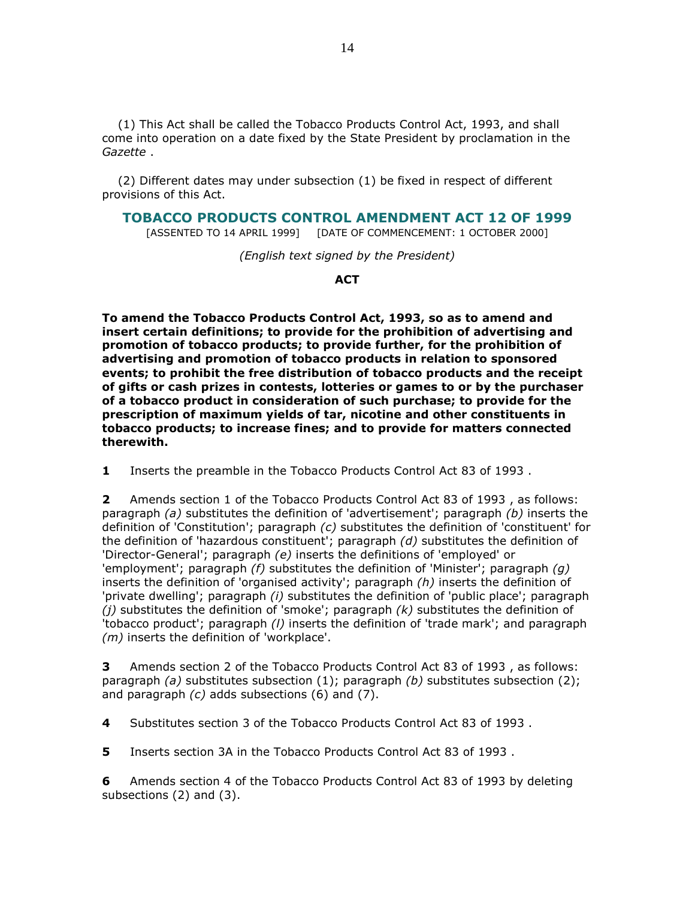(1) This Act shall be called the Tobacco Products Control Act, 1993, and shall come into operation on a date fixed by the State President by proclamation in the *Gazette* .

(2) Different dates may under subsection (1) be fixed in respect of different provisions of this Act.

## TOBACCO PRODUCTS CONTROL AMENDMENT ACT 12 OF 1999

[ASSENTED TO 14 APRIL 1999] [DATE OF COMMENCEMENT: 1 OCTOBER 2000]

*(English text signed by the President)*

**ACT**

**To amend the Tobacco Products Control Act, 1993, so as to amend and insert certain definitions; to provide for the prohibition of advertising and promotion of tobacco products; to provide further, for the prohibition of advertising and promotion of tobacco products in relation to sponsored events; to prohibit the free distribution of tobacco products and the receipt of gifts or cash prizes in contests, lotteries or games to or by the purchaser of a tobacco product in consideration of such purchase; to provide for the prescription of maximum yields of tar, nicotine and other constituents in tobacco products; to increase fines; and to provide for matters connected therewith.**

**1** Inserts the preamble in the Tobacco Products Control Act 83 of 1993 .

**2** Amends section 1 of the Tobacco Products Control Act 83 of 1993 , as follows: paragraph *(a)* substitutes the definition of 'advertisement'; paragraph *(b)* inserts the definition of 'Constitution'; paragraph *(c)* substitutes the definition of 'constituent' for the definition of 'hazardous constituent'; paragraph *(d)* substitutes the definition of 'Director-General'; paragraph *(e)* inserts the definitions of 'employed' or 'employment'; paragraph *(f)* substitutes the definition of 'Minister'; paragraph *(g)* inserts the definition of 'organised activity'; paragraph *(h)* inserts the definition of 'private dwelling'; paragraph *(i)* substitutes the definition of 'public place'; paragraph *(j)* substitutes the definition of 'smoke'; paragraph *(k)* substitutes the definition of 'tobacco product'; paragraph *(l)* inserts the definition of 'trade mark'; and paragraph *(m)* inserts the definition of 'workplace'.

**3** Amends section 2 of the Tobacco Products Control Act 83 of 1993 , as follows: paragraph *(a)* substitutes subsection (1); paragraph *(b)* substitutes subsection (2); and paragraph *(c)* adds subsections (6) and (7).

**4** Substitutes section 3 of the Tobacco Products Control Act 83 of 1993 .

**5** Inserts section 3A in the Tobacco Products Control Act 83 of 1993 .

**6** Amends section 4 of the Tobacco Products Control Act 83 of 1993 by deleting subsections (2) and (3).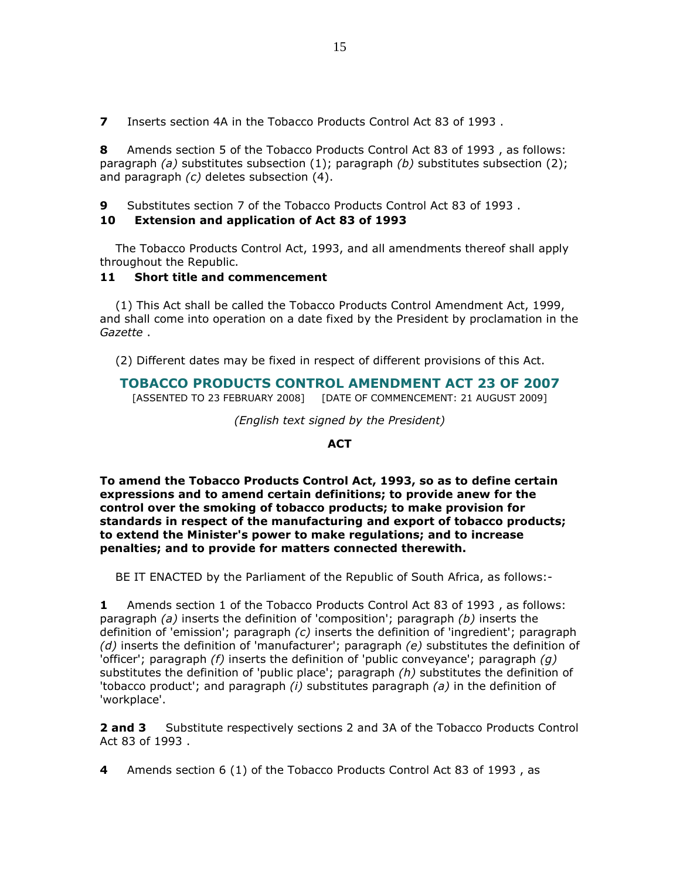**7** Inserts section 4A in the Tobacco Products Control Act 83 of 1993 .

**8** Amends section 5 of the Tobacco Products Control Act 83 of 1993 , as follows: paragraph *(a)* substitutes subsection (1); paragraph *(b)* substitutes subsection (2); and paragraph *(c)* deletes subsection (4).

**9** Substitutes section 7 of the Tobacco Products Control Act 83 of 1993 .

**10 Extension and application of Act 83 of 1993**

The Tobacco Products Control Act, 1993, and all amendments thereof shall apply throughout the Republic.

**11 Short title and commencement**

(1) This Act shall be called the Tobacco Products Control Amendment Act, 1999, and shall come into operation on a date fixed by the President by proclamation in the *Gazette* .

(2) Different dates may be fixed in respect of different provisions of this Act.

## TOBACCO PRODUCTS CONTROL AMENDMENT ACT 23 OF 2007

[ASSENTED TO 23 FEBRUARY 2008] [DATE OF COMMENCEMENT: 21 AUGUST 2009]

*(English text signed by the President)*

**ACT**

**To amend the Tobacco Products Control Act, 1993, so as to define certain expressions and to amend certain definitions; to provide anew for the control over the smoking of tobacco products; to make provision for standards in respect of the manufacturing and export of tobacco products; to extend the Minister's power to make regulations; and to increase penalties; and to provide for matters connected therewith.**

BE IT ENACTED by the Parliament of the Republic of South Africa, as follows:-

**1** Amends section 1 of the Tobacco Products Control Act 83 of 1993 , as follows: paragraph *(a)* inserts the definition of 'composition'; paragraph *(b)* inserts the definition of 'emission'; paragraph *(c)* inserts the definition of 'ingredient'; paragraph *(d)* inserts the definition of 'manufacturer'; paragraph *(e)* substitutes the definition of 'officer'; paragraph *(f)* inserts the definition of 'public conveyance'; paragraph *(g)* substitutes the definition of 'public place'; paragraph *(h)* substitutes the definition of 'tobacco product'; and paragraph *(i)* substitutes paragraph *(a)* in the definition of 'workplace'.

**2 and 3** Substitute respectively sections 2 and 3A of the Tobacco Products Control Act 83 of 1993 .

**4** Amends section 6 (1) of the Tobacco Products Control Act 83 of 1993 , as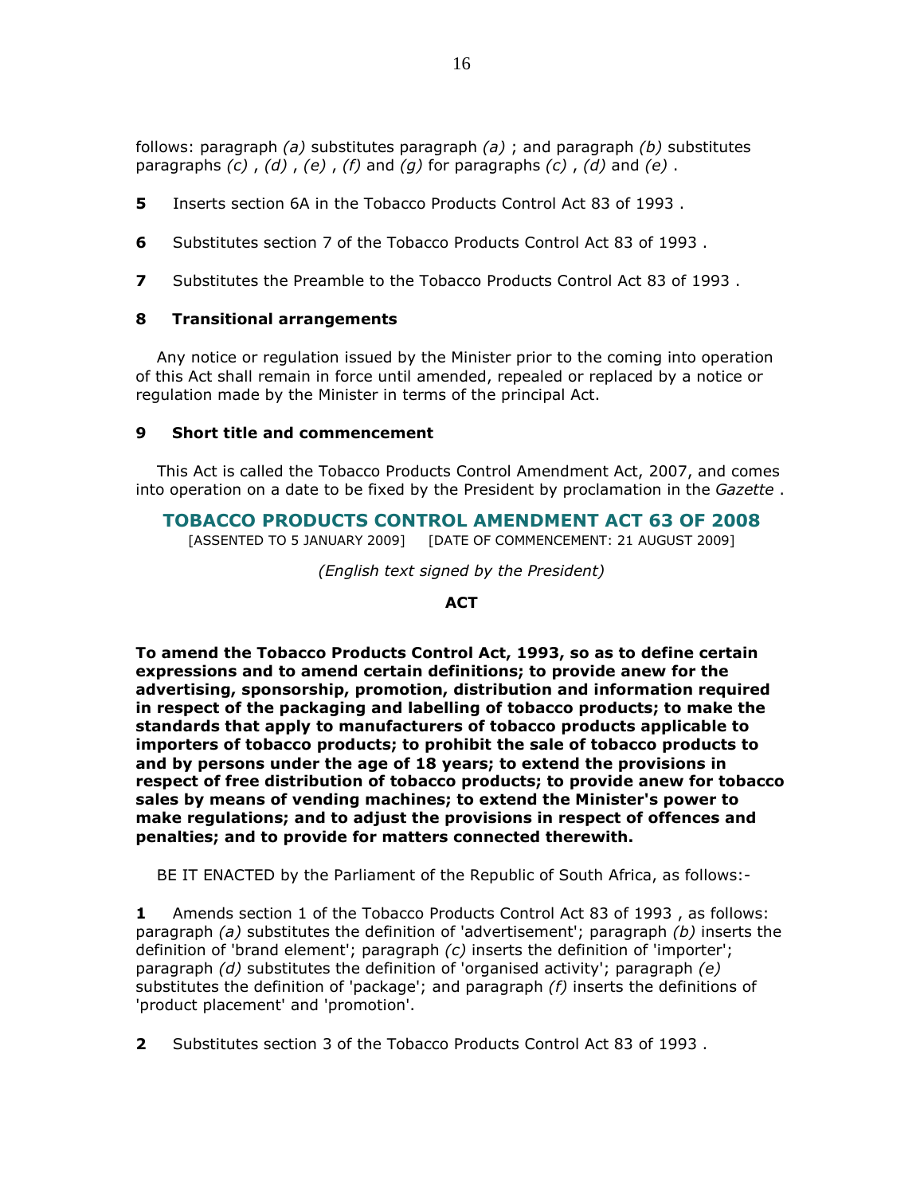follows: paragraph *(a)* substitutes paragraph *(a)* ; and paragraph *(b)* substitutes paragraphs *(c)* , *(d)* , *(e)* , *(f)* and *(g)* for paragraphs *(c)* , *(d)* and *(e)* .

**5** Inserts section 6A in the Tobacco Products Control Act 83 of 1993 .

**6** Substitutes section 7 of the Tobacco Products Control Act 83 of 1993 .

**7** Substitutes the Preamble to the Tobacco Products Control Act 83 of 1993 .

**8 Transitional arrangements**

Any notice or regulation issued by the Minister prior to the coming into operation of this Act shall remain in force until amended, repealed or replaced by a notice or regulation made by the Minister in terms of the principal Act.

**9 Short title and commencement**

This Act is called the Tobacco Products Control Amendment Act, 2007, and comes into operation on a date to be fixed by the President by proclamation in the *Gazette* .

## TOBACCO PRODUCTS CONTROL AMENDMENT ACT 63 OF 2008

[ASSENTED TO 5 JANUARY 2009] [DATE OF COMMENCEMENT: 21 AUGUST 2009]

*(English text signed by the President)*

**ACT**

**To amend the Tobacco Products Control Act, 1993, so as to define certain expressions and to amend certain definitions; to provide anew for the advertising, sponsorship, promotion, distribution and information required in respect of the packaging and labelling of tobacco products; to make the standards that apply to manufacturers of tobacco products applicable to importers of tobacco products; to prohibit the sale of tobacco products to and by persons under the age of 18 years; to extend the provisions in respect of free distribution of tobacco products; to provide anew for tobacco sales by means of vending machines; to extend the Minister's power to make regulations; and to adjust the provisions in respect of offences and penalties; and to provide for matters connected therewith.**

BE IT ENACTED by the Parliament of the Republic of South Africa, as follows:-

**1** Amends section 1 of the Tobacco Products Control Act 83 of 1993 , as follows: paragraph *(a)* substitutes the definition of 'advertisement'; paragraph *(b)* inserts the definition of 'brand element'; paragraph *(c)* inserts the definition of 'importer'; paragraph *(d)* substitutes the definition of 'organised activity'; paragraph *(e)* substitutes the definition of 'package'; and paragraph *(f)* inserts the definitions of 'product placement' and 'promotion'.

**2** Substitutes section 3 of the Tobacco Products Control Act 83 of 1993 .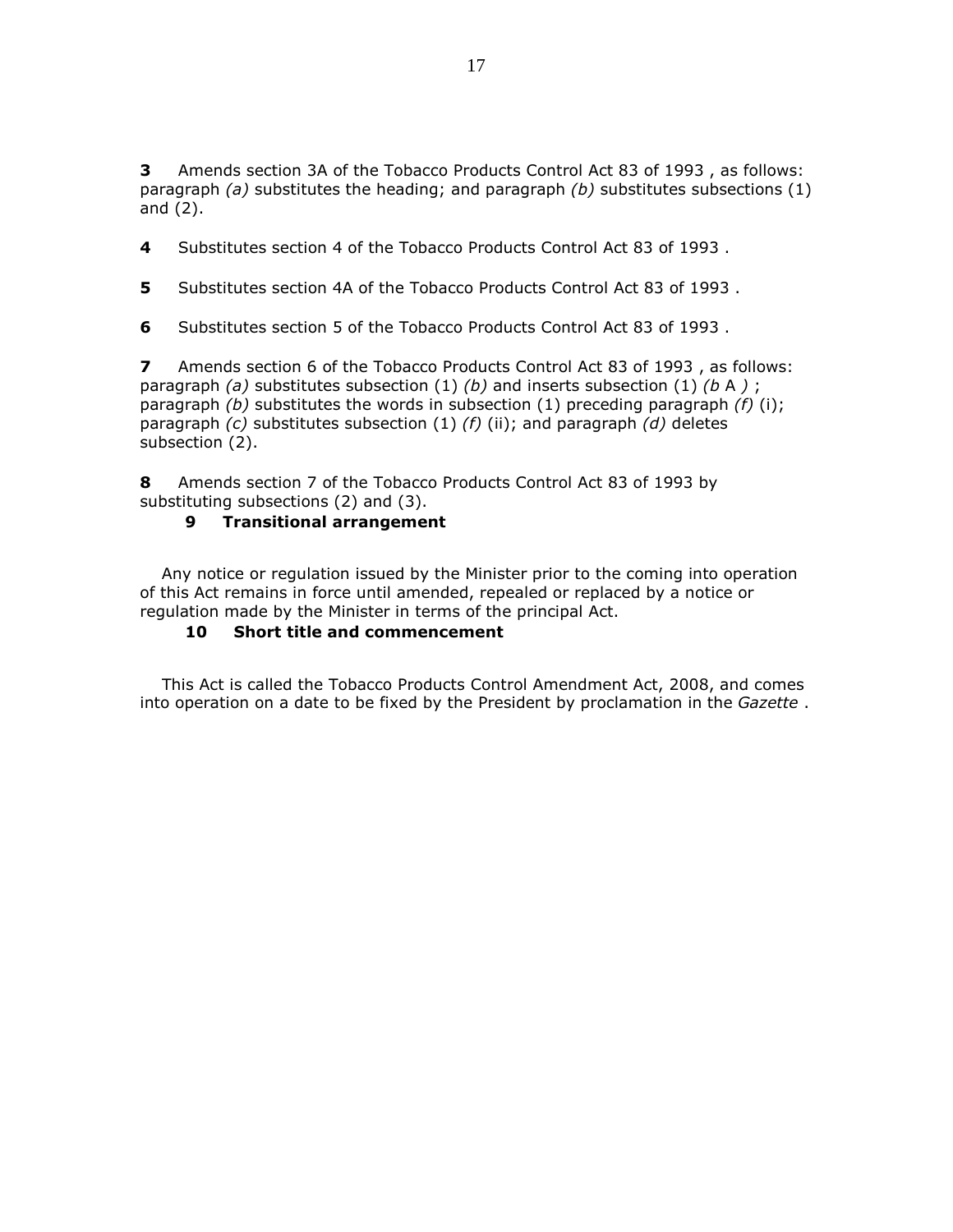**3** Amends section 3A of the Tobacco Products Control Act 83 of 1993 , as follows: paragraph *(a)* substitutes the heading; and paragraph *(b)* substitutes subsections (1) and (2).

**4** Substitutes section 4 of the Tobacco Products Control Act 83 of 1993 .

**5** Substitutes section 4A of the Tobacco Products Control Act 83 of 1993 .

**6** Substitutes section 5 of the Tobacco Products Control Act 83 of 1993 .

**7** Amends section 6 of the Tobacco Products Control Act 83 of 1993 , as follows: paragraph *(a)* substitutes subsection (1) *(b)* and inserts subsection (1) *(b* A *)* ; paragraph *(b)* substitutes the words in subsection (1) preceding paragraph *(f)* (i); paragraph *(c)* substitutes subsection (1) *(f)* (ii); and paragraph *(d)* deletes subsection (2).

**8** Amends section 7 of the Tobacco Products Control Act 83 of 1993 by substituting subsections (2) and (3).

**9 Transitional arrangement**

Any notice or regulation issued by the Minister prior to the coming into operation of this Act remains in force until amended, repealed or replaced by a notice or regulation made by the Minister in terms of the principal Act.

**10 Short title and commencement**

This Act is called the Tobacco Products Control Amendment Act, 2008, and comes into operation on a date to be fixed by the President by proclamation in the *Gazette* .